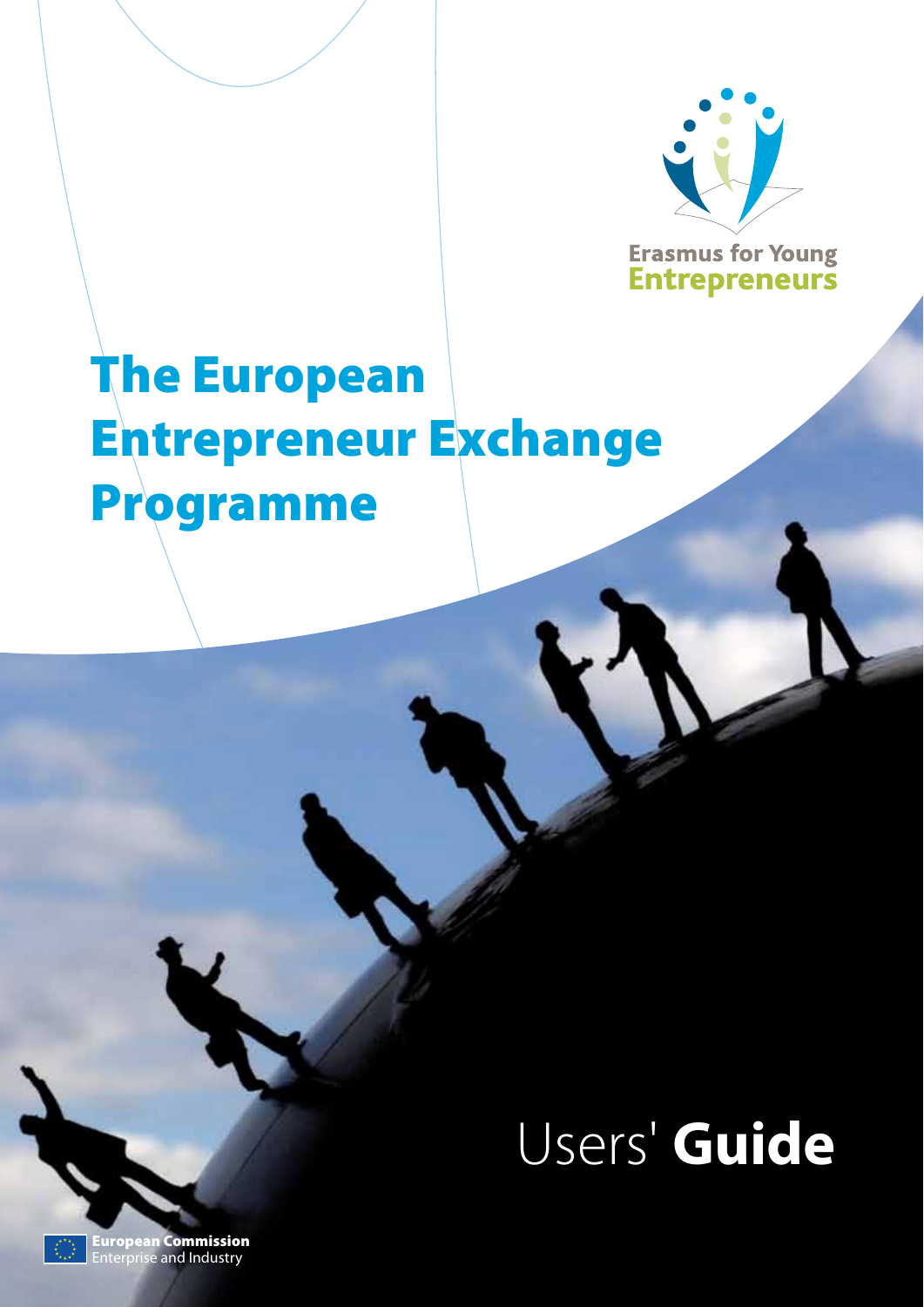Erasmus for Young Entrepreneurs

# The European Entrepreneur Exchange Programme

## Users' **Guide**

**European Commission**
Enterprise and Industry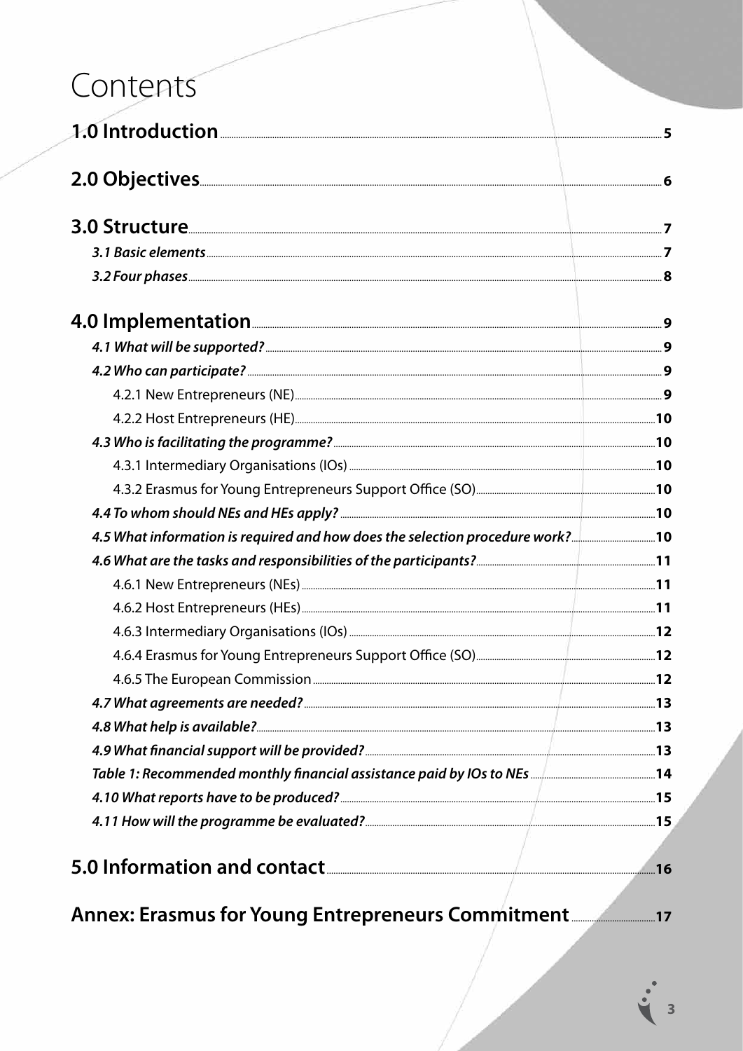# Contents

**1.0 Introduction** ..... 5

**2.0 Objectives** ..... 6

**3.0 Structure** ..... 7

- *3.1 Basic elements* ..... 7
- *3.2 Four phases* ..... 8

**4.0 Implementation** ..... 9

- *4.1 What will be supported?* ..... 9
- *4.2 Who can participate?* ..... 9
  - 4.2.1 New Entrepreneurs (NE) ..... 9
  - 4.2.2 Host Entrepreneurs (HE) ..... 10
- *4.3 Who is facilitating the programme?* ..... 10
  - 4.3.1 Intermediary Organisations (IOs) ..... 10
  - 4.3.2 Erasmus for Young Entrepreneurs Support Office (SO) ..... 10
- *4.4 To whom should NEs and HEs apply?* ..... 10
- *4.5 What information is required and how does the selection procedure work?* ..... 10
- *4.6 What are the tasks and responsibilities of the participants?* ..... 11
  - 4.6.1 New Entrepreneurs (NEs) ..... 11
  - 4.6.2 Host Entrepreneurs (HEs) ..... 11
  - 4.6.3 Intermediary Organisations (IOs) ..... 12
  - 4.6.4 Erasmus for Young Entrepreneurs Support Office (SO) ..... 12
  - 4.6.5 The European Commission ..... 12
- *4.7 What agreements are needed?* ..... 13
- *4.8 What help is available?* ..... 13
- *4.9 What financial support will be provided?* ..... 13
- *Table 1: Recommended monthly financial assistance paid by IOs to NEs* ..... 14
- *4.10 What reports have to be produced?* ..... 15
- *4.11 How will the programme be evaluated?* ..... 15

**5.0 Information and contact** ..... 16

**Annex: Erasmus for Young Entrepreneurs Commitment** ..... 17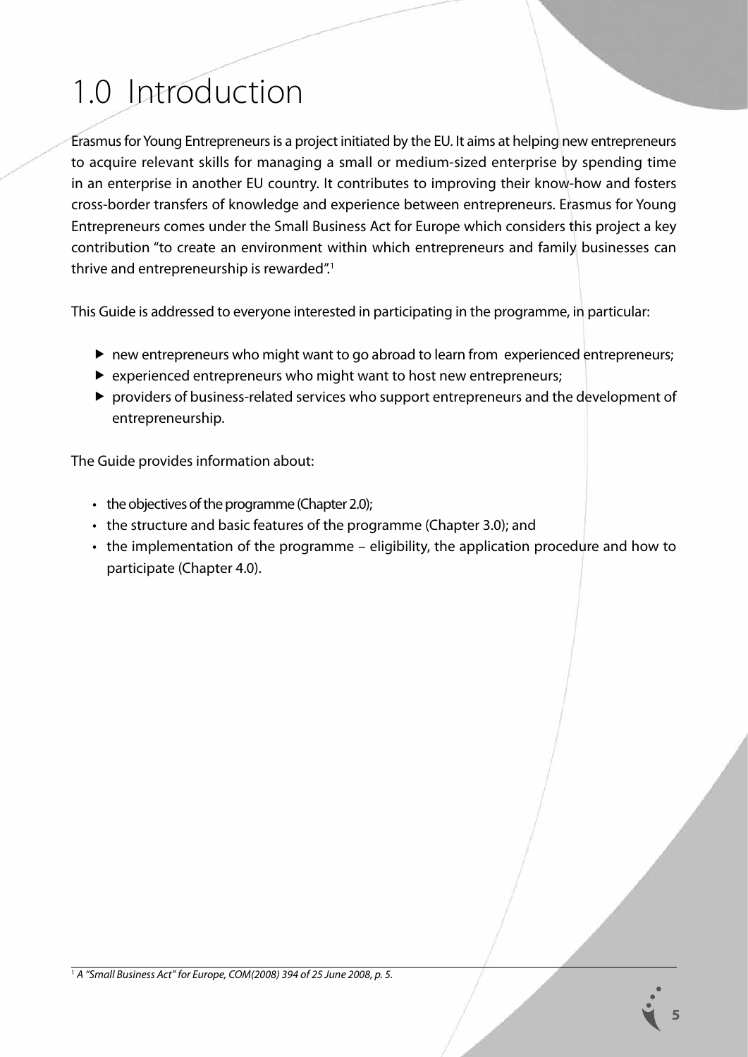# 1.0 Introduction

Erasmus for Young Entrepreneurs is a project initiated by the EU. It aims at helping new entrepreneurs to acquire relevant skills for managing a small or medium-sized enterprise by spending time in an enterprise in another EU country. It contributes to improving their know-how and fosters cross-border transfers of knowledge and experience between entrepreneurs. Erasmus for Young Entrepreneurs comes under the Small Business Act for Europe which considers this project a key contribution "to create an environment within which entrepreneurs and family businesses can thrive and entrepreneurship is rewarded".[1]

This Guide is addressed to everyone interested in participating in the programme, in particular:

- new entrepreneurs who might want to go abroad to learn from experienced entrepreneurs;
- experienced entrepreneurs who might want to host new entrepreneurs;
- providers of business-related services who support entrepreneurs and the development of entrepreneurship.

The Guide provides information about:

- the objectives of the programme (Chapter 2.0);
- the structure and basic features of the programme (Chapter 3.0); and
- the implementation of the programme – eligibility, the application procedure and how to participate (Chapter 4.0).

[1] *A "Small Business Act" for Europe, COM(2008) 394 of 25 June 2008, p. 5.*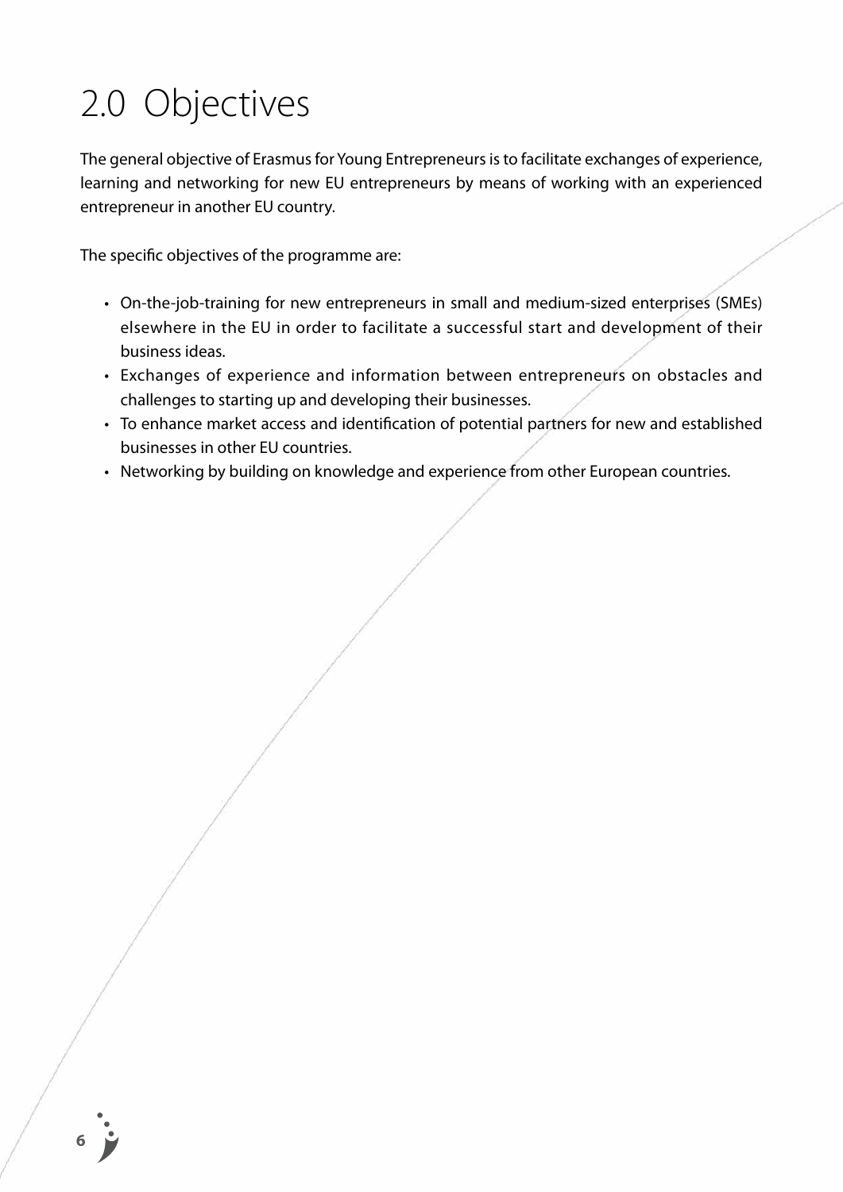# 2.0 Objectives

The general objective of Erasmus for Young Entrepreneurs is to facilitate exchanges of experience, learning and networking for new EU entrepreneurs by means of working with an experienced entrepreneur in another EU country.

The specific objectives of the programme are:

- On-the-job-training for new entrepreneurs in small and medium-sized enterprises (SMEs) elsewhere in the EU in order to facilitate a successful start and development of their business ideas.
- Exchanges of experience and information between entrepreneurs on obstacles and challenges to starting up and developing their businesses.
- To enhance market access and identification of potential partners for new and established businesses in other EU countries.
- Networking by building on knowledge and experience from other European countries.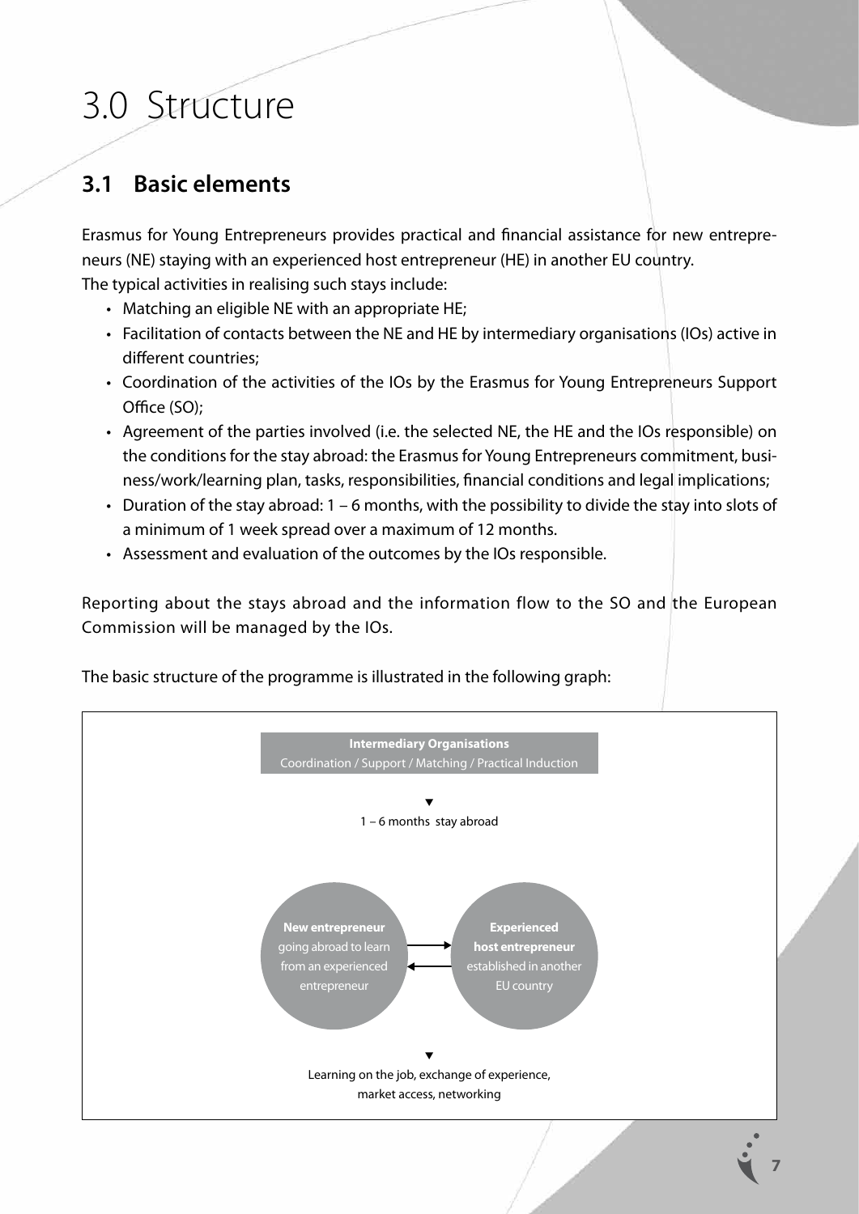# 3.0 Structure

## 3.1 Basic elements

Erasmus for Young Entrepreneurs provides practical and financial assistance for new entrepreneurs (NE) staying with an experienced host entrepreneur (HE) in another EU country.
The typical activities in realising such stays include:

- Matching an eligible NE with an appropriate HE;
- Facilitation of contacts between the NE and HE by intermediary organisations (IOs) active in different countries;
- Coordination of the activities of the IOs by the Erasmus for Young Entrepreneurs Support Office (SO);
- Agreement of the parties involved (i.e. the selected NE, the HE and the IOs responsible) on the conditions for the stay abroad: the Erasmus for Young Entrepreneurs commitment, business/work/learning plan, tasks, responsibilities, financial conditions and legal implications;
- Duration of the stay abroad: 1 – 6 months, with the possibility to divide the stay into slots of a minimum of 1 week spread over a maximum of 12 months.
- Assessment and evaluation of the outcomes by the IOs responsible.

Reporting about the stays abroad and the information flow to the SO and the European Commission will be managed by the IOs.

The basic structure of the programme is illustrated in the following graph:

**Intermediary Organisations**
Coordination / Support / Matching / Practical Induction

▼

1 – 6 months stay abroad

**New entrepreneur** going abroad to learn from an experienced entrepreneur ⇄ **Experienced host entrepreneur** established in another EU country

▼

Learning on the job, exchange of experience, market access, networking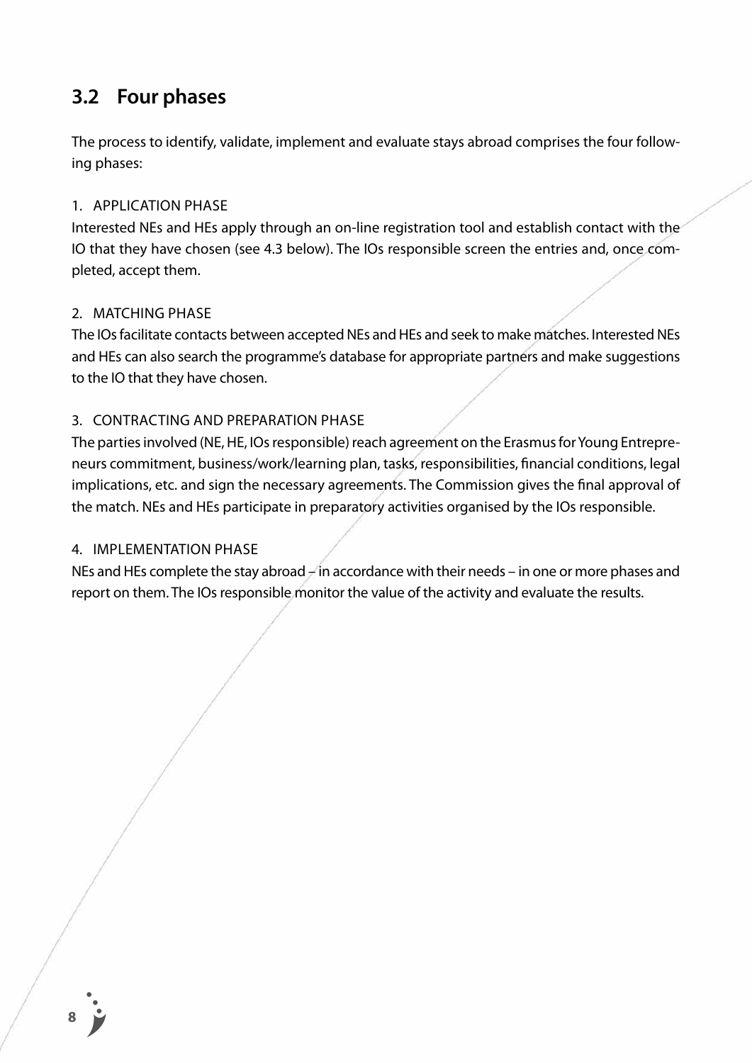## 3.2 Four phases

The process to identify, validate, implement and evaluate stays abroad comprises the four following phases:

1. APPLICATION PHASE

Interested NEs and HEs apply through an on-line registration tool and establish contact with the IO that they have chosen (see 4.3 below). The IOs responsible screen the entries and, once completed, accept them.

2. MATCHING PHASE

The IOs facilitate contacts between accepted NEs and HEs and seek to make matches. Interested NEs and HEs can also search the programme's database for appropriate partners and make suggestions to the IO that they have chosen.

3. CONTRACTING AND PREPARATION PHASE

The parties involved (NE, HE, IOs responsible) reach agreement on the Erasmus for Young Entrepreneurs commitment, business/work/learning plan, tasks, responsibilities, financial conditions, legal implications, etc. and sign the necessary agreements. The Commission gives the final approval of the match. NEs and HEs participate in preparatory activities organised by the IOs responsible.

4. IMPLEMENTATION PHASE

NEs and HEs complete the stay abroad – in accordance with their needs – in one or more phases and report on them. The IOs responsible monitor the value of the activity and evaluate the results.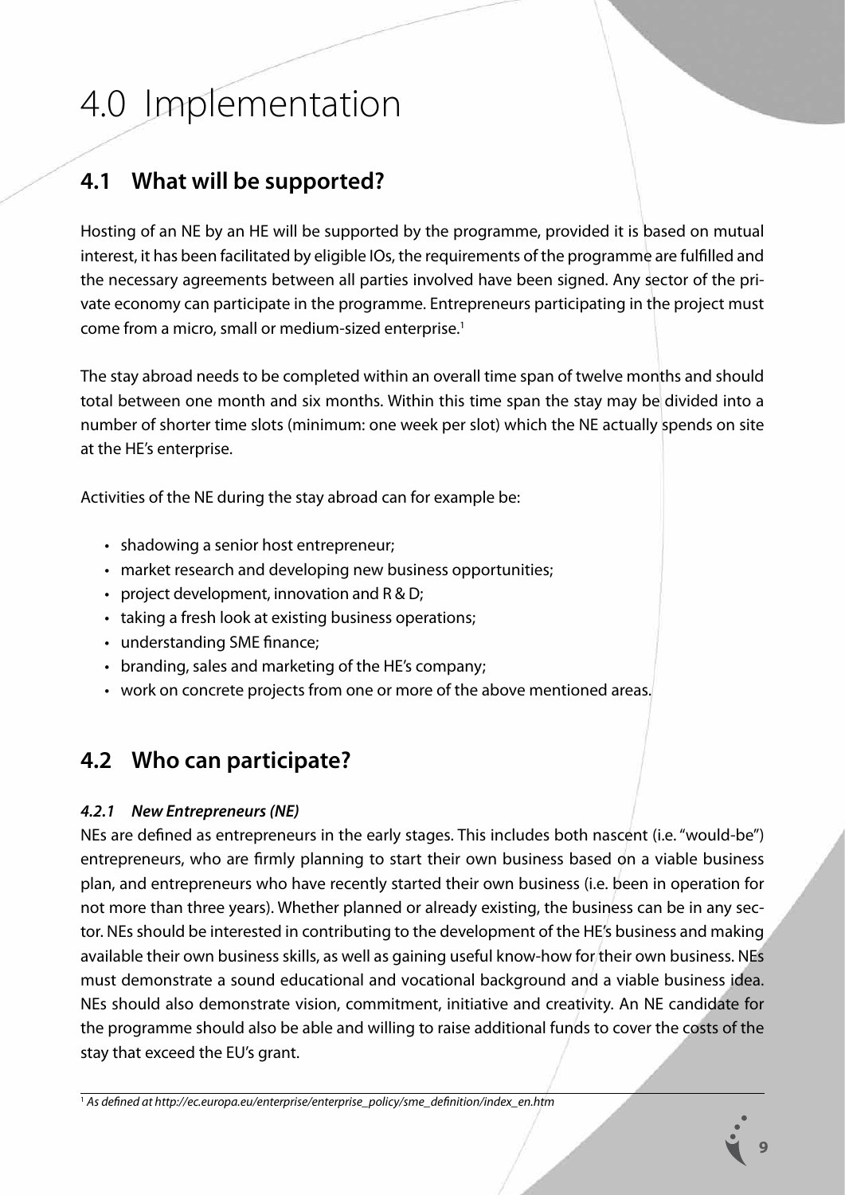# 4.0 Implementation

## 4.1 What will be supported?

Hosting of an NE by an HE will be supported by the programme, provided it is based on mutual interest, it has been facilitated by eligible IOs, the requirements of the programme are fulfilled and the necessary agreements between all parties involved have been signed. Any sector of the private economy can participate in the programme. Entrepreneurs participating in the project must come from a micro, small or medium-sized enterprise.[1]

The stay abroad needs to be completed within an overall time span of twelve months and should total between one month and six months. Within this time span the stay may be divided into a number of shorter time slots (minimum: one week per slot) which the NE actually spends on site at the HE's enterprise.

Activities of the NE during the stay abroad can for example be:

- shadowing a senior host entrepreneur;
- market research and developing new business opportunities;
- project development, innovation and R & D;
- taking a fresh look at existing business operations;
- understanding SME finance;
- branding, sales and marketing of the HE's company;
- work on concrete projects from one or more of the above mentioned areas.

## 4.2 Who can participate?

### *4.2.1 New Entrepreneurs (NE)*

NEs are defined as entrepreneurs in the early stages. This includes both nascent (i.e. "would-be") entrepreneurs, who are firmly planning to start their own business based on a viable business plan, and entrepreneurs who have recently started their own business (i.e. been in operation for not more than three years). Whether planned or already existing, the business can be in any sector. NEs should be interested in contributing to the development of the HE's business and making available their own business skills, as well as gaining useful know-how for their own business. NEs must demonstrate a sound educational and vocational background and a viable business idea. NEs should also demonstrate vision, commitment, initiative and creativity. An NE candidate for the programme should also be able and willing to raise additional funds to cover the costs of the stay that exceed the EU's grant.

[1] *As defined at http://ec.europa.eu/enterprise/enterprise_policy/sme_definition/index_en.htm*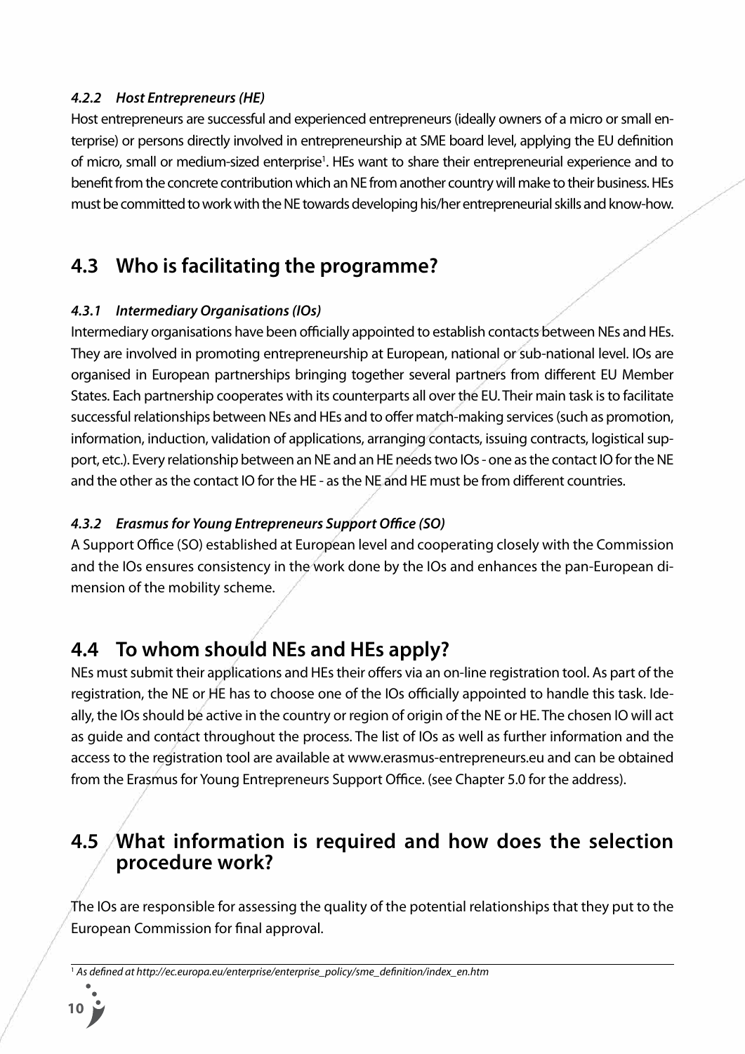#### *4.2.2 Host Entrepreneurs (HE)*

Host entrepreneurs are successful and experienced entrepreneurs (ideally owners of a micro or small enterprise) or persons directly involved in entrepreneurship at SME board level, applying the EU definition of micro, small or medium-sized enterprise[1]. HEs want to share their entrepreneurial experience and to benefit from the concrete contribution which an NE from another country will make to their business. HEs must be committed to work with the NE towards developing his/her entrepreneurial skills and know-how.

## 4.3 Who is facilitating the programme?

#### *4.3.1 Intermediary Organisations (IOs)*

Intermediary organisations have been officially appointed to establish contacts between NEs and HEs. They are involved in promoting entrepreneurship at European, national or sub-national level. IOs are organised in European partnerships bringing together several partners from different EU Member States. Each partnership cooperates with its counterparts all over the EU. Their main task is to facilitate successful relationships between NEs and HEs and to offer match-making services (such as promotion, information, induction, validation of applications, arranging contacts, issuing contracts, logistical support, etc.). Every relationship between an NE and an HE needs two IOs - one as the contact IO for the NE and the other as the contact IO for the HE - as the NE and HE must be from different countries.

#### *4.3.2 Erasmus for Young Entrepreneurs Support Office (SO)*

A Support Office (SO) established at European level and cooperating closely with the Commission and the IOs ensures consistency in the work done by the IOs and enhances the pan-European dimension of the mobility scheme.

## 4.4 To whom should NEs and HEs apply?

NEs must submit their applications and HEs their offers via an on-line registration tool. As part of the registration, the NE or HE has to choose one of the IOs officially appointed to handle this task. Ideally, the IOs should be active in the country or region of origin of the NE or HE. The chosen IO will act as guide and contact throughout the process. The list of IOs as well as further information and the access to the registration tool are available at www.erasmus-entrepreneurs.eu and can be obtained from the Erasmus for Young Entrepreneurs Support Office. (see Chapter 5.0 for the address).

## 4.5 What information is required and how does the selection procedure work?

The IOs are responsible for assessing the quality of the potential relationships that they put to the European Commission for final approval.

---

[1] *As defined at http://ec.europa.eu/enterprise/enterprise_policy/sme_definition/index_en.htm*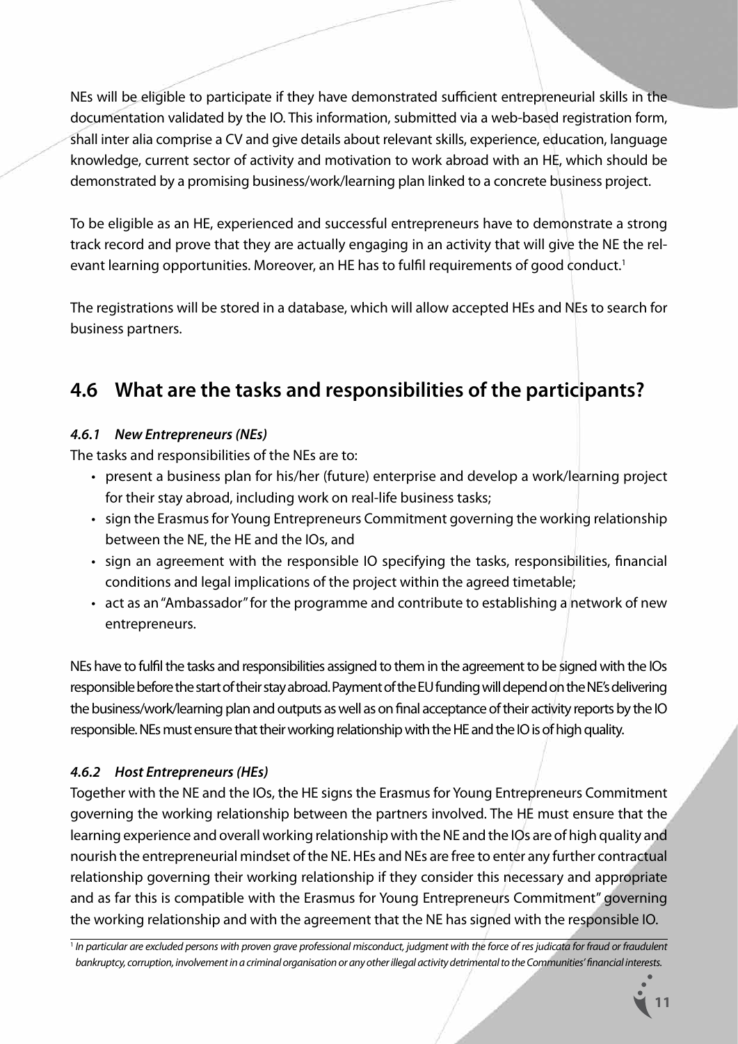NEs will be eligible to participate if they have demonstrated sufficient entrepreneurial skills in the documentation validated by the IO. This information, submitted via a web-based registration form, shall inter alia comprise a CV and give details about relevant skills, experience, education, language knowledge, current sector of activity and motivation to work abroad with an HE, which should be demonstrated by a promising business/work/learning plan linked to a concrete business project.

To be eligible as an HE, experienced and successful entrepreneurs have to demonstrate a strong track record and prove that they are actually engaging in an activity that will give the NE the relevant learning opportunities. Moreover, an HE has to fulfil requirements of good conduct.[1]

The registrations will be stored in a database, which will allow accepted HEs and NEs to search for business partners.

## 4.6 What are the tasks and responsibilities of the participants?

### *4.6.1 New Entrepreneurs (NEs)*

The tasks and responsibilities of the NEs are to:

- present a business plan for his/her (future) enterprise and develop a work/learning project for their stay abroad, including work on real-life business tasks;
- sign the Erasmus for Young Entrepreneurs Commitment governing the working relationship between the NE, the HE and the IOs, and
- sign an agreement with the responsible IO specifying the tasks, responsibilities, financial conditions and legal implications of the project within the agreed timetable;
- act as an "Ambassador" for the programme and contribute to establishing a network of new entrepreneurs.

NEs have to fulfil the tasks and responsibilities assigned to them in the agreement to be signed with the IOs responsible before the start of their stay abroad. Payment of the EU funding will depend on the NE's delivering the business/work/learning plan and outputs as well as on final acceptance of their activity reports by the IO responsible. NEs must ensure that their working relationship with the HE and the IO is of high quality.

### *4.6.2 Host Entrepreneurs (HEs)*

Together with the NE and the IOs, the HE signs the Erasmus for Young Entrepreneurs Commitment governing the working relationship between the partners involved. The HE must ensure that the learning experience and overall working relationship with the NE and the IOs are of high quality and nourish the entrepreneurial mindset of the NE. HEs and NEs are free to enter any further contractual relationship governing their working relationship if they consider this necessary and appropriate and as far this is compatible with the Erasmus for Young Entrepreneurs Commitment" governing the working relationship and with the agreement that the NE has signed with the responsible IO.

[1] *In particular are excluded persons with proven grave professional misconduct, judgment with the force of res judicata for fraud or fraudulent bankruptcy, corruption, involvement in a criminal organisation or any other illegal activity detrimental to the Communities' financial interests.*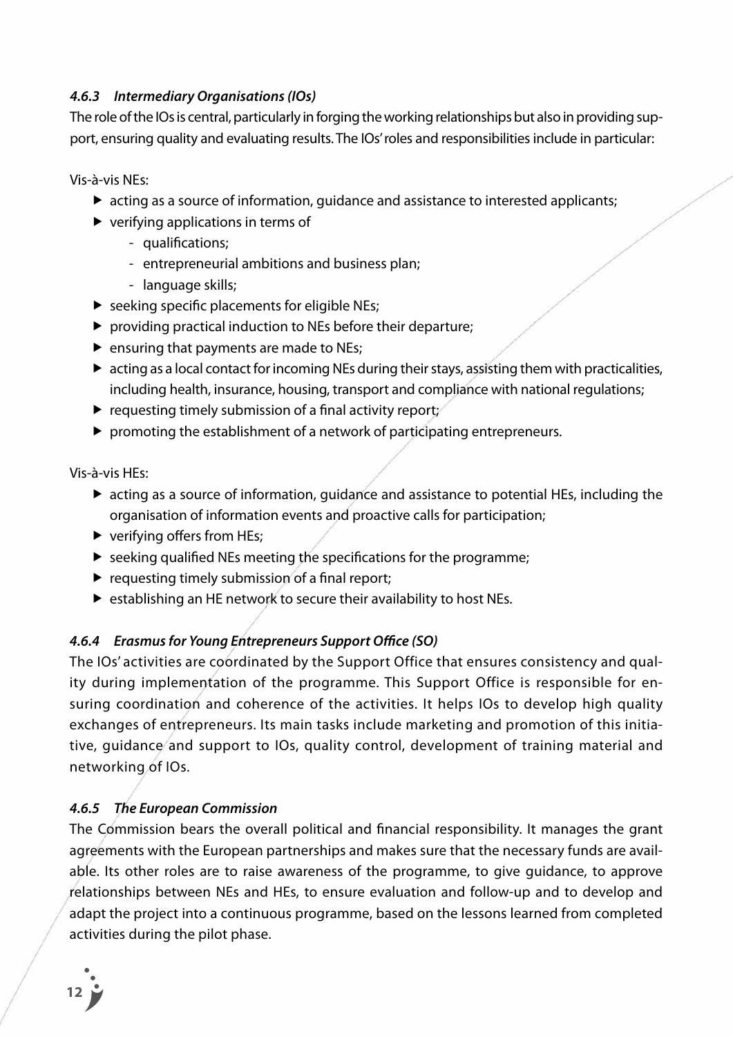### *4.6.3 Intermediary Organisations (IOs)*

The role of the IOs is central, particularly in forging the working relationships but also in providing support, ensuring quality and evaluating results. The IOs' roles and responsibilities include in particular:

Vis-à-vis NEs:

- acting as a source of information, guidance and assistance to interested applicants;
- verifying applications in terms of
  - qualifications;
  - entrepreneurial ambitions and business plan;
  - language skills;
- seeking specific placements for eligible NEs;
- providing practical induction to NEs before their departure;
- ensuring that payments are made to NEs;
- acting as a local contact for incoming NEs during their stays, assisting them with practicalities, including health, insurance, housing, transport and compliance with national regulations;
- requesting timely submission of a final activity report;
- promoting the establishment of a network of participating entrepreneurs.

Vis-à-vis HEs:

- acting as a source of information, guidance and assistance to potential HEs, including the organisation of information events and proactive calls for participation;
- verifying offers from HEs;
- seeking qualified NEs meeting the specifications for the programme;
- requesting timely submission of a final report;
- establishing an HE network to secure their availability to host NEs.

### *4.6.4 Erasmus for Young Entrepreneurs Support Office (SO)*

The IOs' activities are coordinated by the Support Office that ensures consistency and quality during implementation of the programme. This Support Office is responsible for ensuring coordination and coherence of the activities. It helps IOs to develop high quality exchanges of entrepreneurs. Its main tasks include marketing and promotion of this initiative, guidance and support to IOs, quality control, development of training material and networking of IOs.

### *4.6.5 The European Commission*

The Commission bears the overall political and financial responsibility. It manages the grant agreements with the European partnerships and makes sure that the necessary funds are available. Its other roles are to raise awareness of the programme, to give guidance, to approve relationships between NEs and HEs, to ensure evaluation and follow-up and to develop and adapt the project into a continuous programme, based on the lessons learned from completed activities during the pilot phase.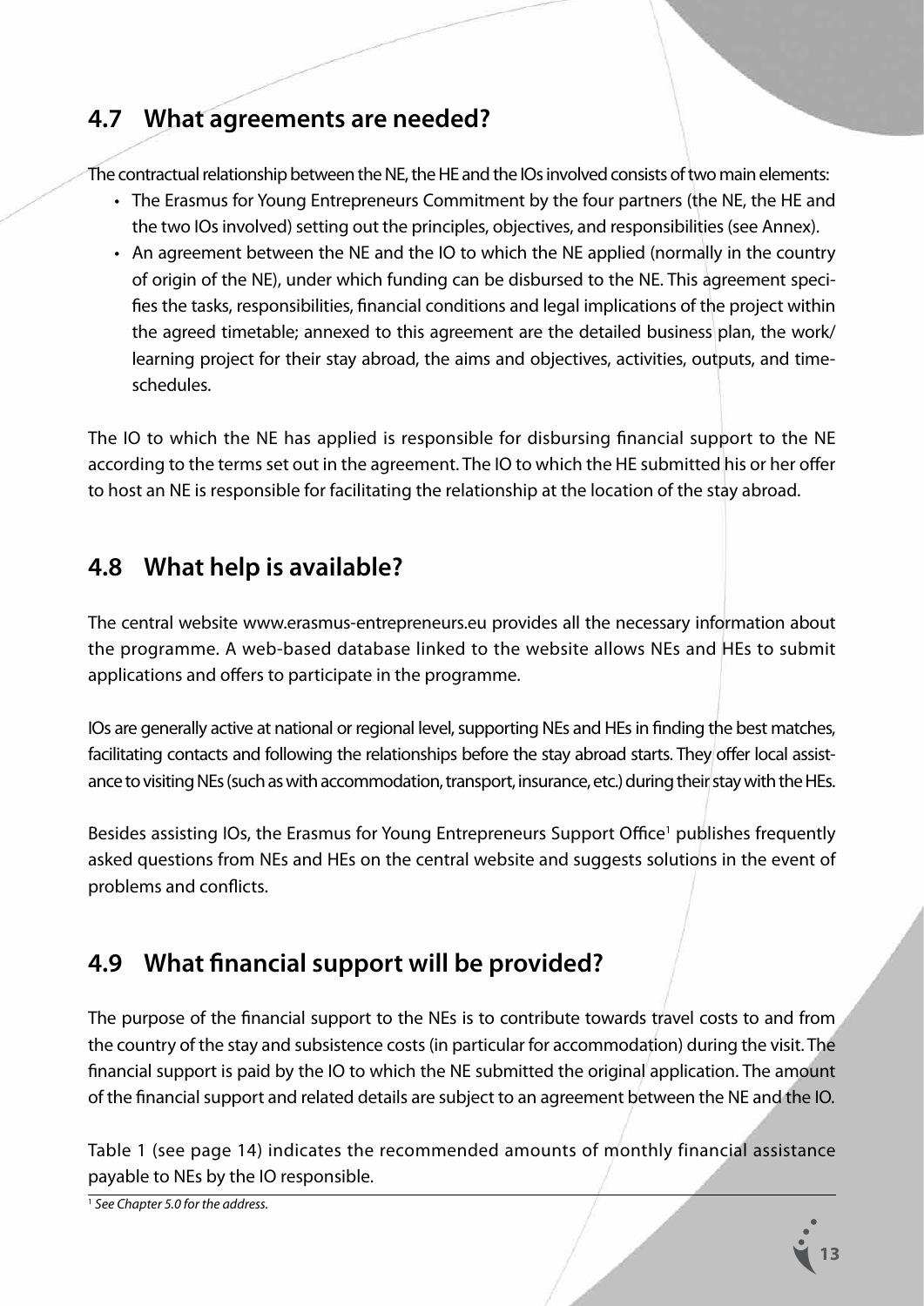## 4.7 What agreements are needed?

The contractual relationship between the NE, the HE and the IOs involved consists of two main elements:

- The Erasmus for Young Entrepreneurs Commitment by the four partners (the NE, the HE and the two IOs involved) setting out the principles, objectives, and responsibilities (see Annex).
- An agreement between the NE and the IO to which the NE applied (normally in the country of origin of the NE), under which funding can be disbursed to the NE. This agreement specifies the tasks, responsibilities, financial conditions and legal implications of the project within the agreed timetable; annexed to this agreement are the detailed business plan, the work/learning project for their stay abroad, the aims and objectives, activities, outputs, and time-schedules.

The IO to which the NE has applied is responsible for disbursing financial support to the NE according to the terms set out in the agreement. The IO to which the HE submitted his or her offer to host an NE is responsible for facilitating the relationship at the location of the stay abroad.

## 4.8 What help is available?

The central website www.erasmus-entrepreneurs.eu provides all the necessary information about the programme. A web-based database linked to the website allows NEs and HEs to submit applications and offers to participate in the programme.

IOs are generally active at national or regional level, supporting NEs and HEs in finding the best matches, facilitating contacts and following the relationships before the stay abroad starts. They offer local assistance to visiting NEs (such as with accommodation, transport, insurance, etc.) during their stay with the HEs.

Besides assisting IOs, the Erasmus for Young Entrepreneurs Support Office[1] publishes frequently asked questions from NEs and HEs on the central website and suggests solutions in the event of problems and conflicts.

## 4.9 What financial support will be provided?

The purpose of the financial support to the NEs is to contribute towards travel costs to and from the country of the stay and subsistence costs (in particular for accommodation) during the visit. The financial support is paid by the IO to which the NE submitted the original application. The amount of the financial support and related details are subject to an agreement between the NE and the IO.

Table 1 (see page 14) indicates the recommended amounts of monthly financial assistance payable to NEs by the IO responsible.

[1] *See Chapter 5.0 for the address.*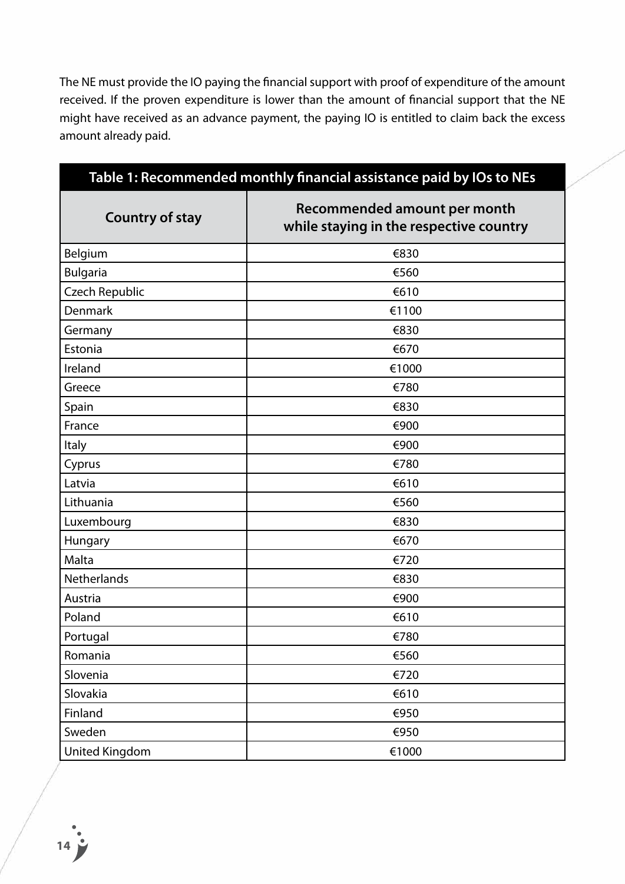The NE must provide the IO paying the financial support with proof of expenditure of the amount received. If the proven expenditure is lower than the amount of financial support that the NE might have received as an advance payment, the paying IO is entitled to claim back the excess amount already paid.

**Table 1: Recommended monthly financial assistance paid by IOs to NEs**

| Country of stay | Recommended amount per month while staying in the respective country |
|---|---|
| Belgium | €830 |
| Bulgaria | €560 |
| Czech Republic | €610 |
| Denmark | €1100 |
| Germany | €830 |
| Estonia | €670 |
| Ireland | €1000 |
| Greece | €780 |
| Spain | €830 |
| France | €900 |
| Italy | €900 |
| Cyprus | €780 |
| Latvia | €610 |
| Lithuania | €560 |
| Luxembourg | €830 |
| Hungary | €670 |
| Malta | €720 |
| Netherlands | €830 |
| Austria | €900 |
| Poland | €610 |
| Portugal | €780 |
| Romania | €560 |
| Slovenia | €720 |
| Slovakia | €610 |
| Finland | €950 |
| Sweden | €950 |
| United Kingdom | €1000 |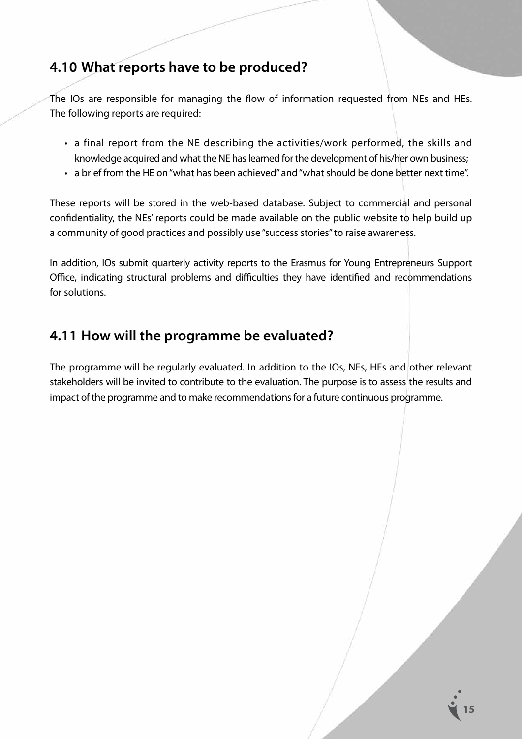## 4.10 What reports have to be produced?

The IOs are responsible for managing the flow of information requested from NEs and HEs. The following reports are required:

- a final report from the NE describing the activities/work performed, the skills and knowledge acquired and what the NE has learned for the development of his/her own business;
- a brief from the HE on "what has been achieved" and "what should be done better next time".

These reports will be stored in the web-based database. Subject to commercial and personal confidentiality, the NEs' reports could be made available on the public website to help build up a community of good practices and possibly use "success stories" to raise awareness.

In addition, IOs submit quarterly activity reports to the Erasmus for Young Entrepreneurs Support Office, indicating structural problems and difficulties they have identified and recommendations for solutions.

## 4.11 How will the programme be evaluated?

The programme will be regularly evaluated. In addition to the IOs, NEs, HEs and other relevant stakeholders will be invited to contribute to the evaluation. The purpose is to assess the results and impact of the programme and to make recommendations for a future continuous programme.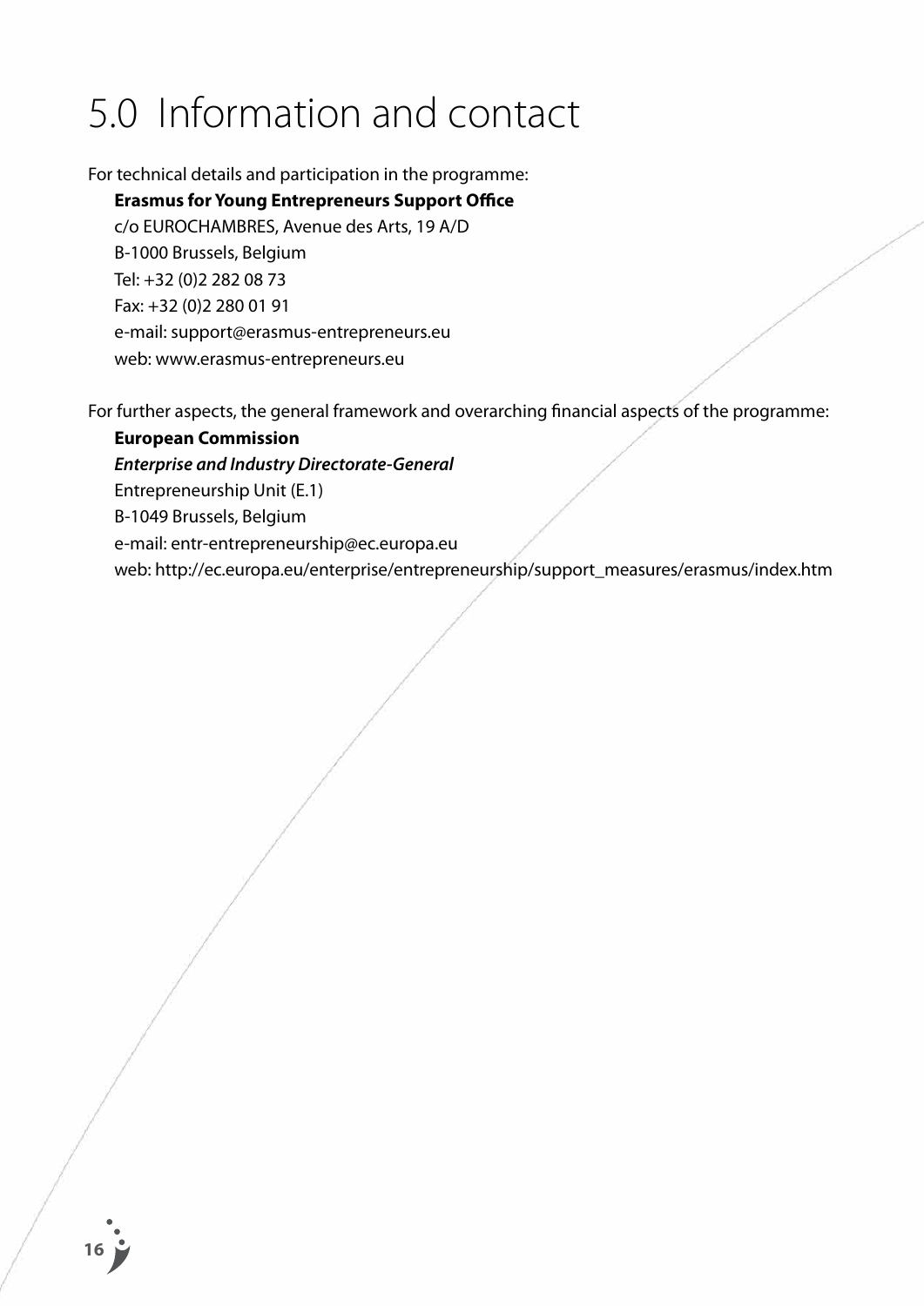# 5.0 Information and contact

For technical details and participation in the programme:

**Erasmus for Young Entrepreneurs Support Office**
c/o EUROCHAMBRES, Avenue des Arts, 19 A/D
B-1000 Brussels, Belgium
Tel: +32 (0)2 282 08 73
Fax: +32 (0)2 280 01 91
e-mail: support@erasmus-entrepreneurs.eu
web: www.erasmus-entrepreneurs.eu

For further aspects, the general framework and overarching financial aspects of the programme:

**European Commission**
***Enterprise and Industry Directorate-General***
Entrepreneurship Unit (E.1)
B-1049 Brussels, Belgium
e-mail: entr-entrepreneurship@ec.europa.eu
web: http://ec.europa.eu/enterprise/entrepreneurship/support_measures/erasmus/index.htm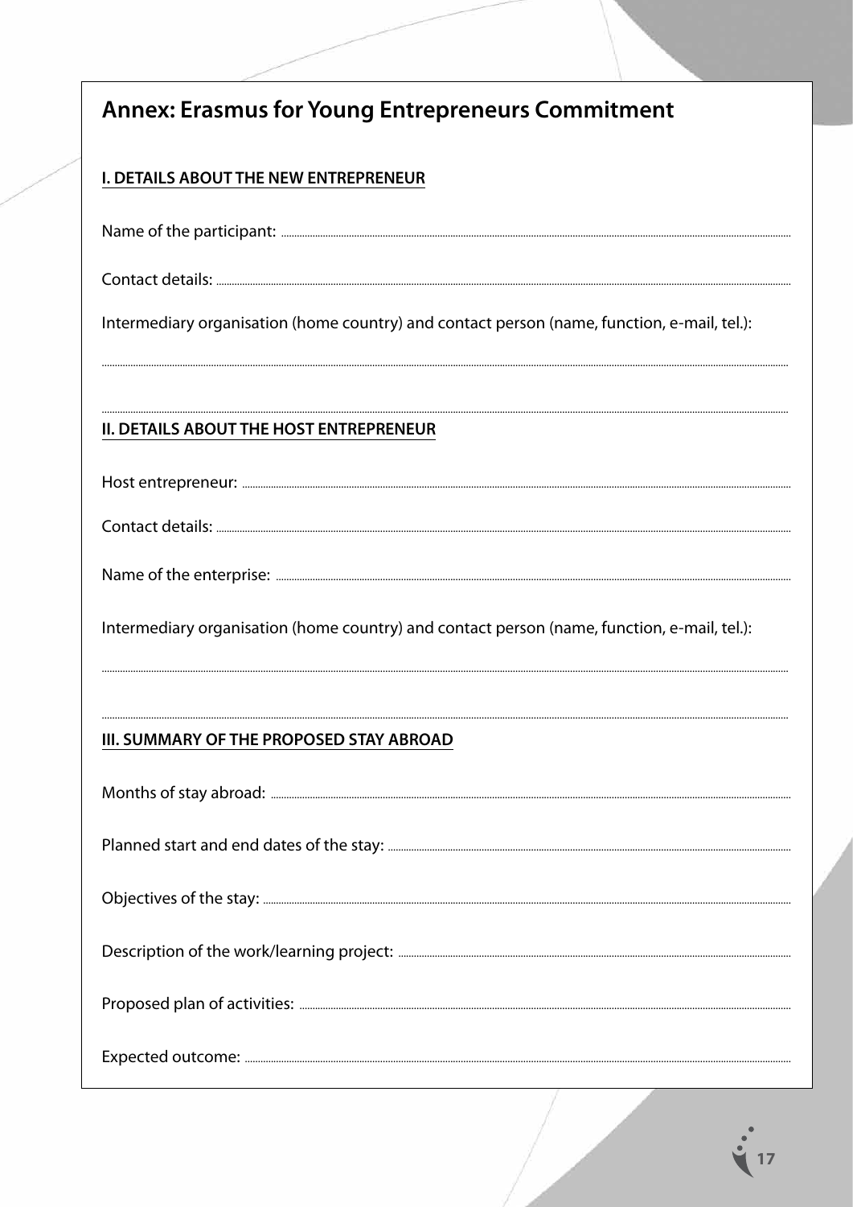# Annex: Erasmus for Young Entrepreneurs Commitment

## I. DETAILS ABOUT THE NEW ENTREPRENEUR

Name of the participant: ..................................................................................................

Contact details: ..................................................................................................

Intermediary organisation (home country) and contact person (name, function, e-mail, tel.):

..................................................................................................

..................................................................................................

## II. DETAILS ABOUT THE HOST ENTREPRENEUR

Host entrepreneur: ..................................................................................................

Contact details: ..................................................................................................

Name of the enterprise: ..................................................................................................

Intermediary organisation (home country) and contact person (name, function, e-mail, tel.):

..................................................................................................

..................................................................................................

## III. SUMMARY OF THE PROPOSED STAY ABROAD

Months of stay abroad: ..................................................................................................

Planned start and end dates of the stay: ..................................................................................................

Objectives of the stay: ..................................................................................................

Description of the work/learning project: ..................................................................................................

Proposed plan of activities: ..................................................................................................

Expected outcome: ..................................................................................................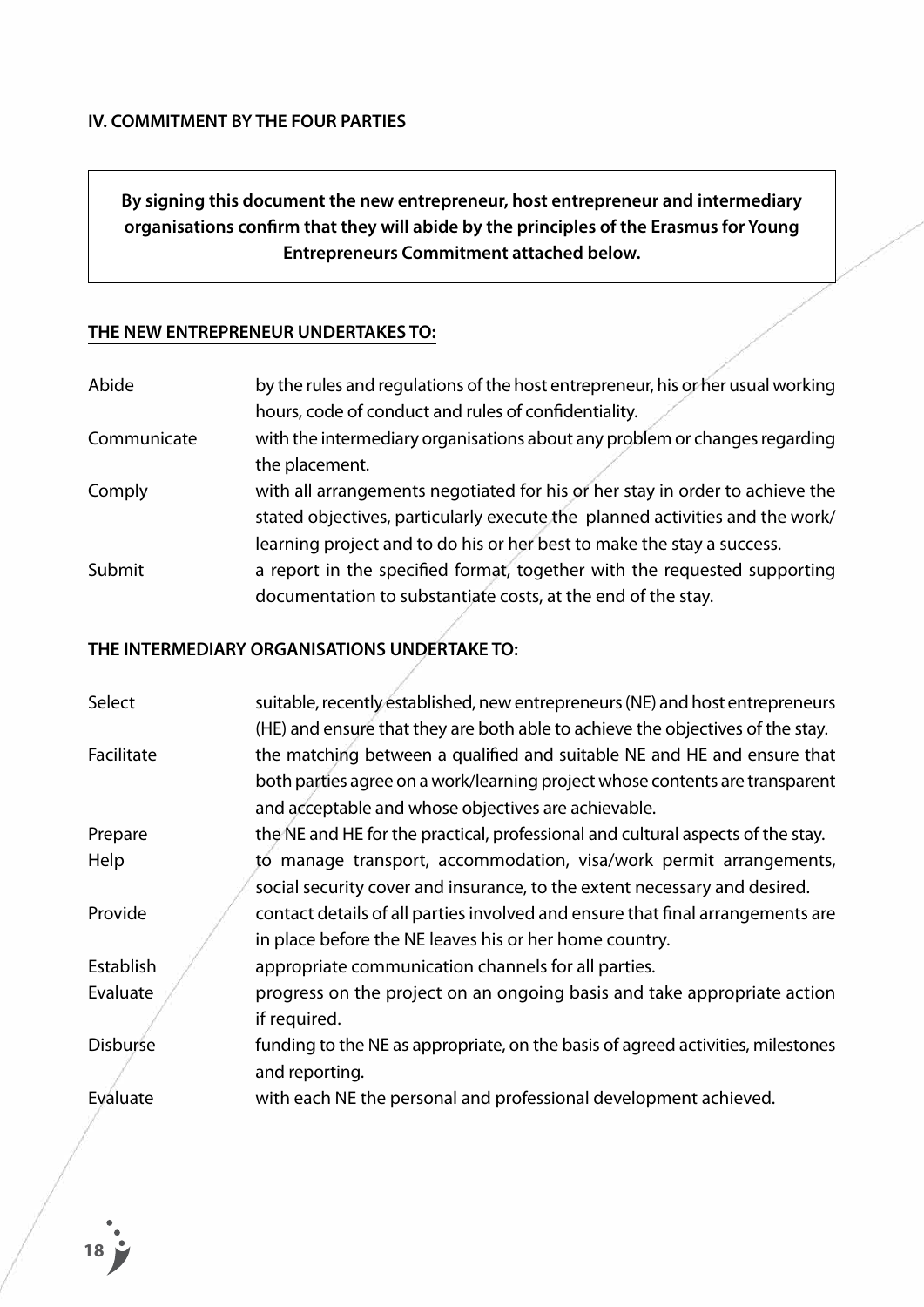## IV. COMMITMENT BY THE FOUR PARTIES

**By signing this document the new entrepreneur, host entrepreneur and intermediary organisations confirm that they will abide by the principles of the Erasmus for Young Entrepreneurs Commitment attached below.**

### THE NEW ENTREPRENEUR UNDERTAKES TO:

| | |
|---|---|
| Abide | by the rules and regulations of the host entrepreneur, his or her usual working hours, code of conduct and rules of confidentiality. |
| Communicate | with the intermediary organisations about any problem or changes regarding the placement. |
| Comply | with all arrangements negotiated for his or her stay in order to achieve the stated objectives, particularly execute the planned activities and the work/ learning project and to do his or her best to make the stay a success. |
| Submit | a report in the specified format, together with the requested supporting documentation to substantiate costs, at the end of the stay. |

### THE INTERMEDIARY ORGANISATIONS UNDERTAKE TO:

| | |
|---|---|
| Select | suitable, recently established, new entrepreneurs (NE) and host entrepreneurs (HE) and ensure that they are both able to achieve the objectives of the stay. |
| Facilitate | the matching between a qualified and suitable NE and HE and ensure that both parties agree on a work/learning project whose contents are transparent and acceptable and whose objectives are achievable. |
| Prepare | the NE and HE for the practical, professional and cultural aspects of the stay. |
| Help | to manage transport, accommodation, visa/work permit arrangements, social security cover and insurance, to the extent necessary and desired. |
| Provide | contact details of all parties involved and ensure that final arrangements are in place before the NE leaves his or her home country. |
| Establish | appropriate communication channels for all parties. |
| Evaluate | progress on the project on an ongoing basis and take appropriate action if required. |
| Disburse | funding to the NE as appropriate, on the basis of agreed activities, milestones and reporting. |
| Evaluate | with each NE the personal and professional development achieved. |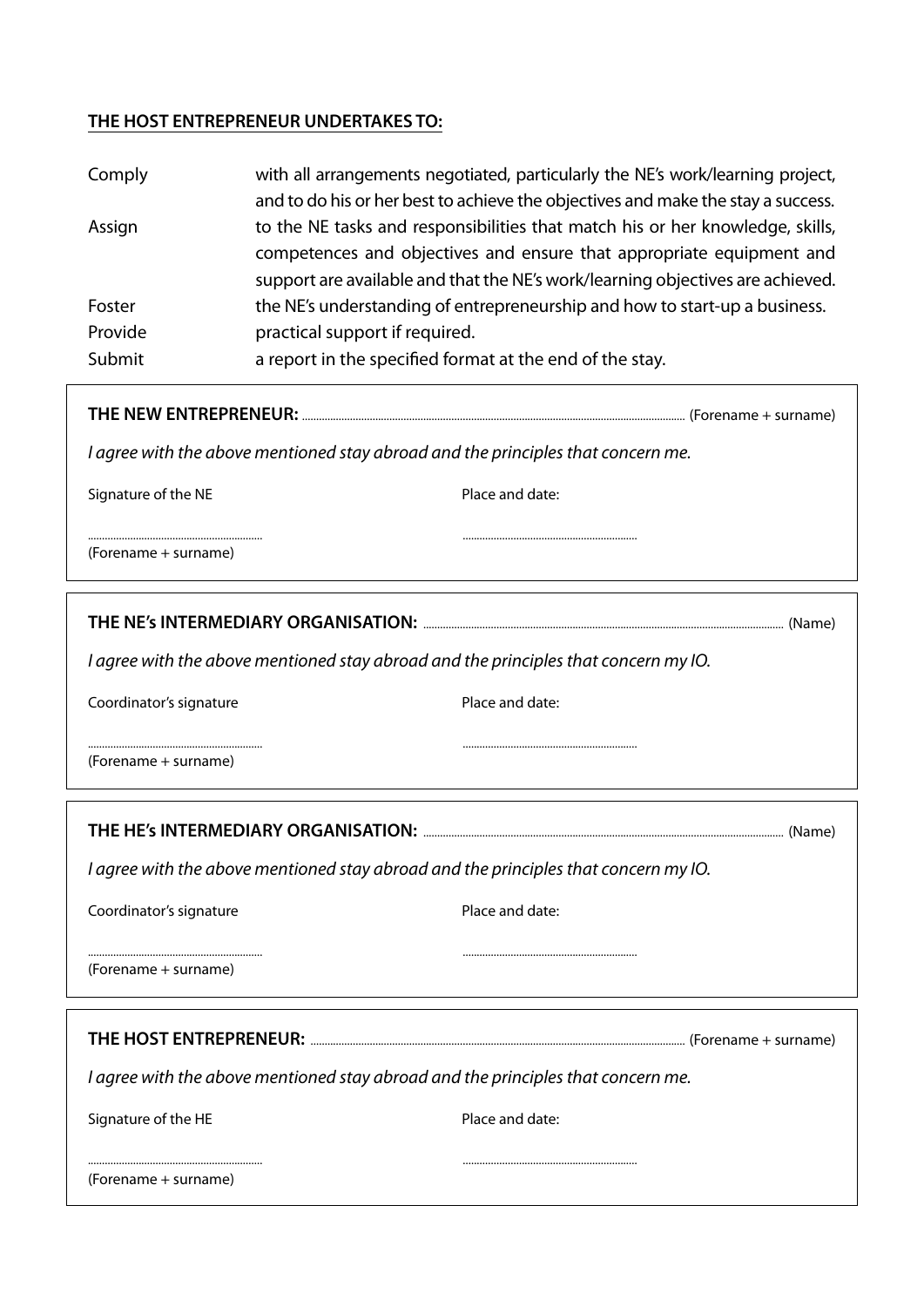**THE HOST ENTREPRENEUR UNDERTAKES TO:**

| | |
|---|---|
| Comply | with all arrangements negotiated, particularly the NE's work/learning project, and to do his or her best to achieve the objectives and make the stay a success. |
| Assign | to the NE tasks and responsibilities that match his or her knowledge, skills, competences and objectives and ensure that appropriate equipment and support are available and that the NE's work/learning objectives are achieved. |
| Foster | the NE's understanding of entrepreneurship and how to start-up a business. |
| Provide | practical support if required. |
| Submit | a report in the specified format at the end of the stay. |

**THE NEW ENTREPRENEUR:** .................................................... (Forename + surname)

*I agree with the above mentioned stay abroad and the principles that concern me.*

Signature of the NE

..............................

(Forename + surname)

Place and date:

..............................

**THE NE's INTERMEDIARY ORGANISATION:** .................................................... (Name)

*I agree with the above mentioned stay abroad and the principles that concern my IO.*

Coordinator's signature

..............................

(Forename + surname)

Place and date:

..............................

**THE HE's INTERMEDIARY ORGANISATION:** .................................................... (Name)

*I agree with the above mentioned stay abroad and the principles that concern my IO.*

Coordinator's signature

..............................

(Forename + surname)

Place and date:

..............................

**THE HOST ENTREPRENEUR:** .................................................... (Forename + surname)

*I agree with the above mentioned stay abroad and the principles that concern me.*

Signature of the HE

..............................

(Forename + surname)

Place and date:

..............................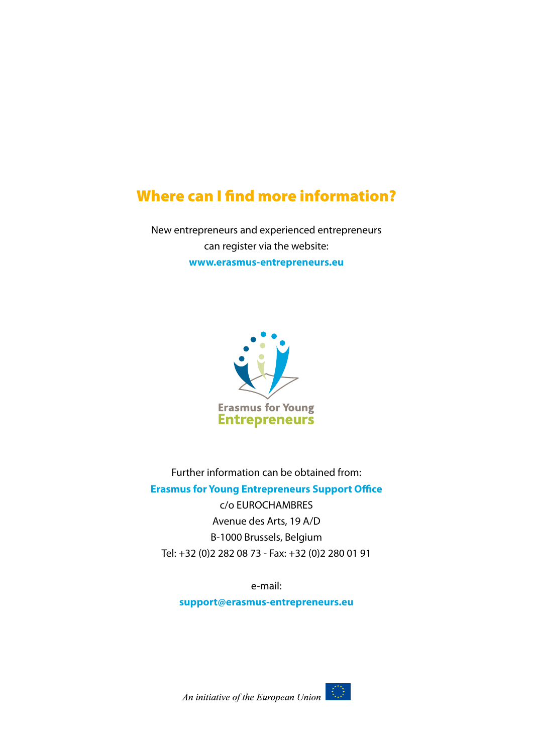## Where can I find more information?

New entrepreneurs and experienced entrepreneurs can register via the website:

**www.erasmus-entrepreneurs.eu**

Erasmus for Young Entrepreneurs

Further information can be obtained from:

**Erasmus for Young Entrepreneurs Support Office**

c/o EUROCHAMBRES
Avenue des Arts, 19 A/D
B-1000 Brussels, Belgium
Tel: +32 (0)2 282 08 73 - Fax: +32 (0)2 280 01 91

e-mail:

**support@erasmus-entrepreneurs.eu**

*An initiative of the European Union*